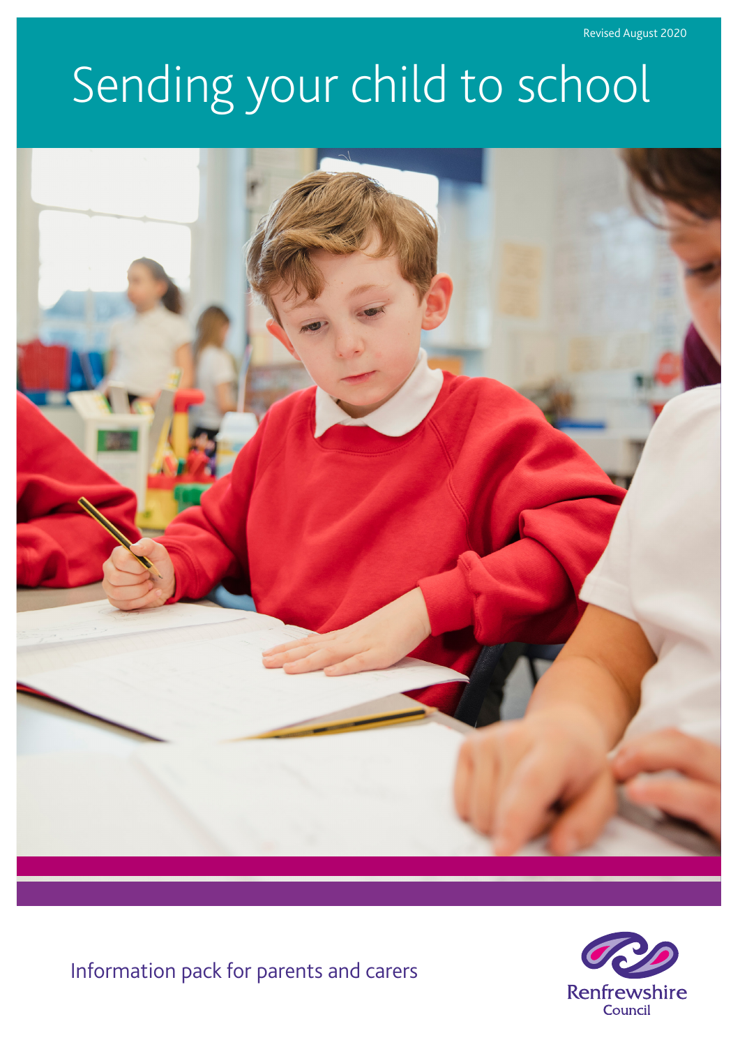Revised August 2020

# Sending your child to school

Information pack for parents and carers

Renfrewshire Council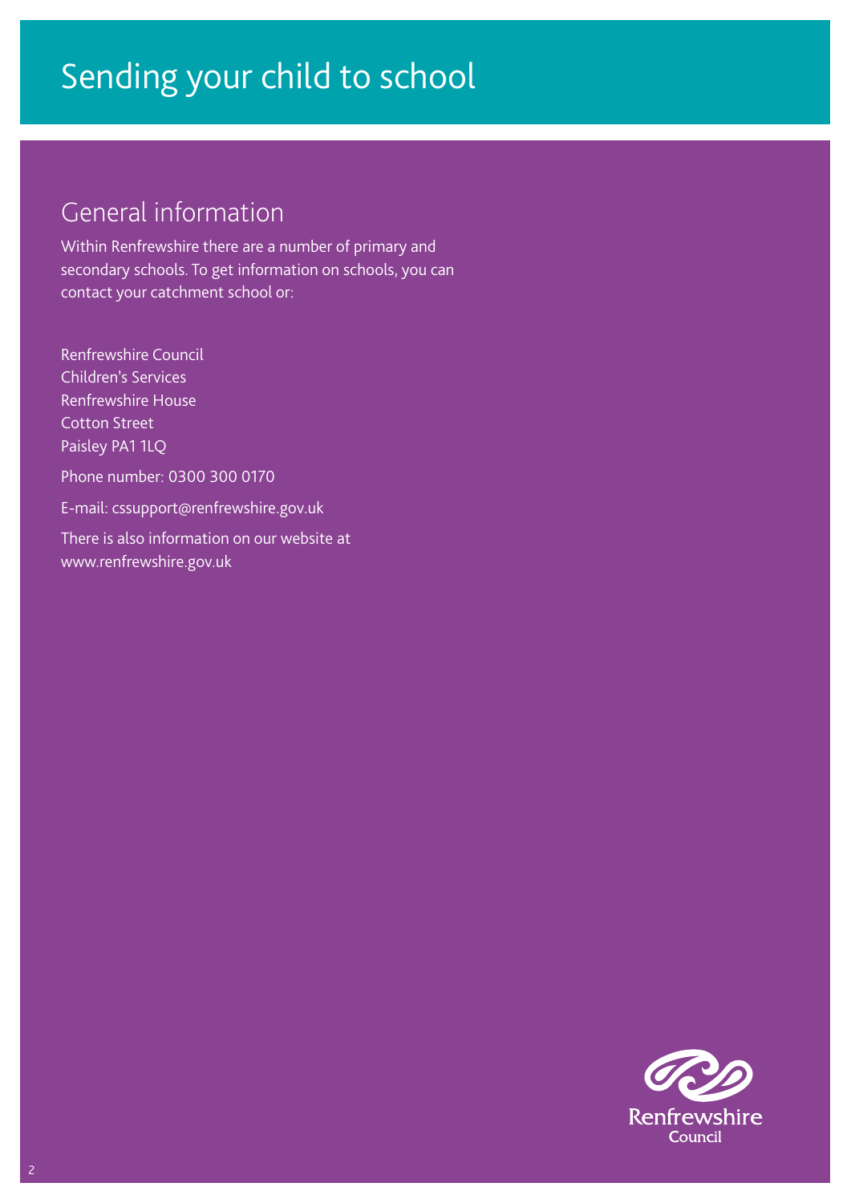# Sending your child to school

## General information

Within Renfrewshire there are a number of primary and secondary schools. To get information on schools, you can contact your catchment school or:

Renfrewshire Council
Children's Services
Renfrewshire House
Cotton Street
Paisley PA1 1LQ

Phone number: 0300 300 0170

E-mail: cssupport@renfrewshire.gov.uk

There is also information on our website at www.renfrewshire.gov.uk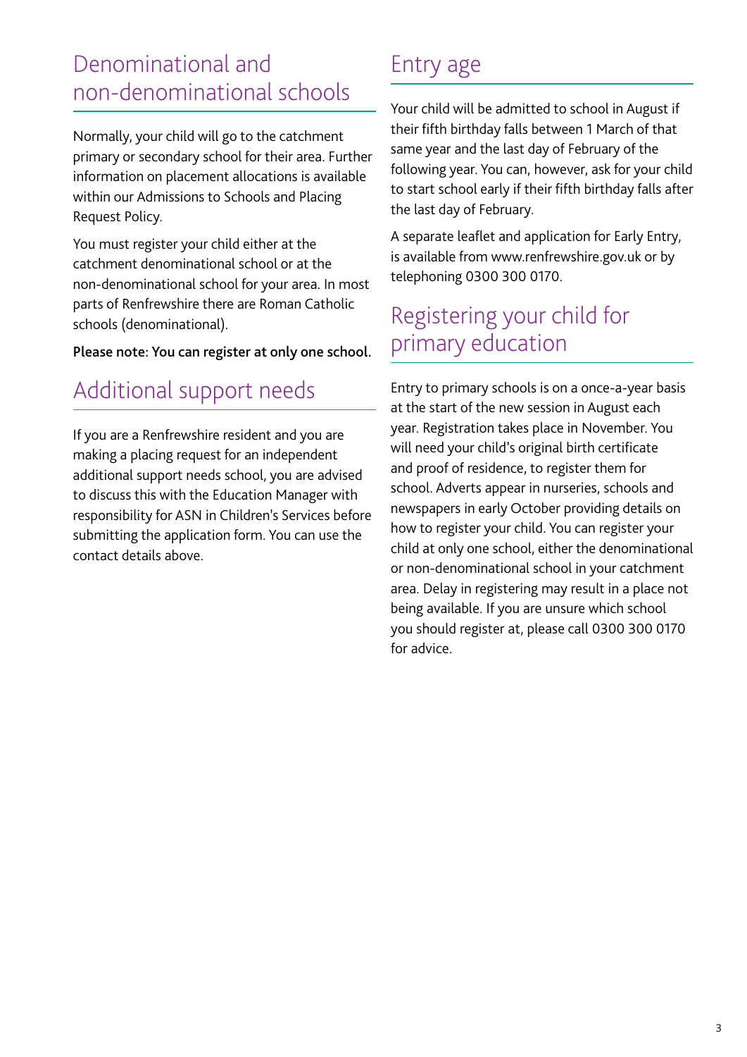## Denominational and non-denominational schools

Normally, your child will go to the catchment primary or secondary school for their area. Further information on placement allocations is available within our Admissions to Schools and Placing Request Policy.

You must register your child either at the catchment denominational school or at the non-denominational school for your area. In most parts of Renfrewshire there are Roman Catholic schools (denominational).

**Please note: You can register at only one school.**

## Additional support needs

If you are a Renfrewshire resident and you are making a placing request for an independent additional support needs school, you are advised to discuss this with the Education Manager with responsibility for ASN in Children's Services before submitting the application form. You can use the contact details above.

## Entry age

Your child will be admitted to school in August if their fifth birthday falls between 1 March of that same year and the last day of February of the following year. You can, however, ask for your child to start school early if their fifth birthday falls after the last day of February.

A separate leaflet and application for Early Entry, is available from www.renfrewshire.gov.uk or by telephoning 0300 300 0170.

## Registering your child for primary education

Entry to primary schools is on a once-a-year basis at the start of the new session in August each year. Registration takes place in November. You will need your child's original birth certificate and proof of residence, to register them for school. Adverts appear in nurseries, schools and newspapers in early October providing details on how to register your child. You can register your child at only one school, either the denominational or non-denominational school in your catchment area. Delay in registering may result in a place not being available. If you are unsure which school you should register at, please call 0300 300 0170 for advice.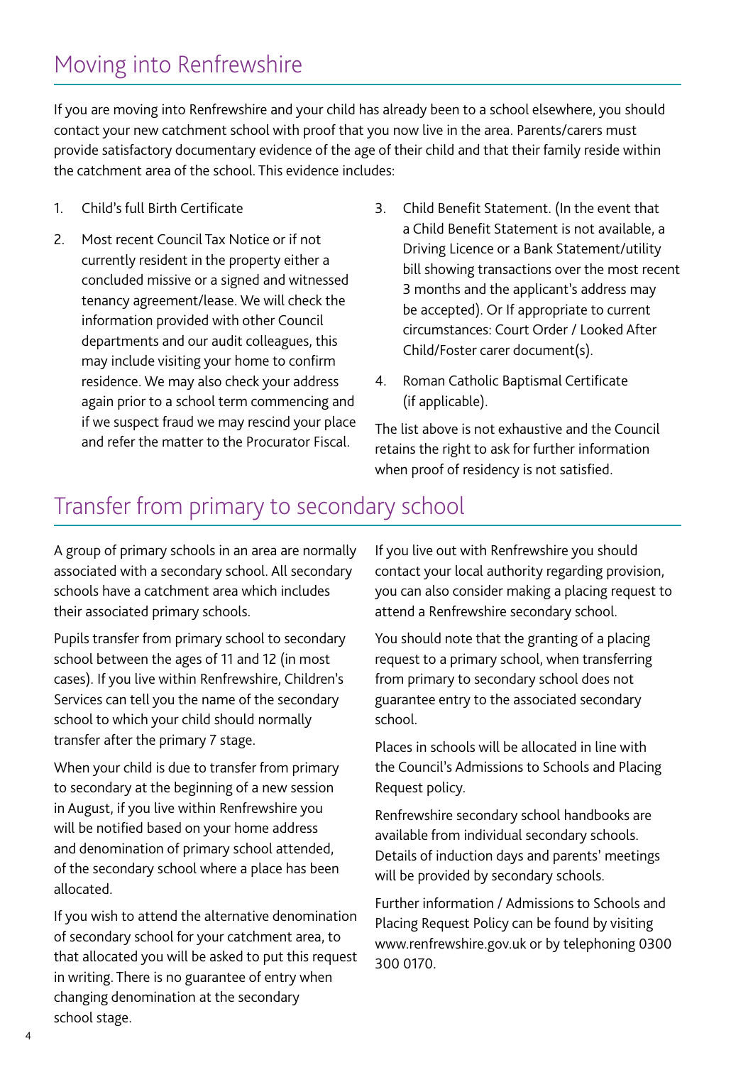## Moving into Renfrewshire

If you are moving into Renfrewshire and your child has already been to a school elsewhere, you should contact your new catchment school with proof that you now live in the area. Parents/carers must provide satisfactory documentary evidence of the age of their child and that their family reside within the catchment area of the school. This evidence includes:

1. Child's full Birth Certificate
2. Most recent Council Tax Notice or if not currently resident in the property either a concluded missive or a signed and witnessed tenancy agreement/lease. We will check the information provided with other Council departments and our audit colleagues, this may include visiting your home to confirm residence. We may also check your address again prior to a school term commencing and if we suspect fraud we may rescind your place and refer the matter to the Procurator Fiscal.
3. Child Benefit Statement. (In the event that a Child Benefit Statement is not available, a Driving Licence or a Bank Statement/utility bill showing transactions over the most recent 3 months and the applicant's address may be accepted). Or If appropriate to current circumstances: Court Order / Looked After Child/Foster carer document(s).
4. Roman Catholic Baptismal Certificate (if applicable).

The list above is not exhaustive and the Council retains the right to ask for further information when proof of residency is not satisfied.

## Transfer from primary to secondary school

A group of primary schools in an area are normally associated with a secondary school. All secondary schools have a catchment area which includes their associated primary schools.

Pupils transfer from primary school to secondary school between the ages of 11 and 12 (in most cases). If you live within Renfrewshire, Children's Services can tell you the name of the secondary school to which your child should normally transfer after the primary 7 stage.

When your child is due to transfer from primary to secondary at the beginning of a new session in August, if you live within Renfrewshire you will be notified based on your home address and denomination of primary school attended, of the secondary school where a place has been allocated.

If you wish to attend the alternative denomination of secondary school for your catchment area, to that allocated you will be asked to put this request in writing. There is no guarantee of entry when changing denomination at the secondary school stage.

If you live out with Renfrewshire you should contact your local authority regarding provision, you can also consider making a placing request to attend a Renfrewshire secondary school.

You should note that the granting of a placing request to a primary school, when transferring from primary to secondary school does not guarantee entry to the associated secondary school.

Places in schools will be allocated in line with the Council's Admissions to Schools and Placing Request policy.

Renfrewshire secondary school handbooks are available from individual secondary schools. Details of induction days and parents' meetings will be provided by secondary schools.

Further information / Admissions to Schools and Placing Request Policy can be found by visiting www.renfrewshire.gov.uk or by telephoning 0300 300 0170.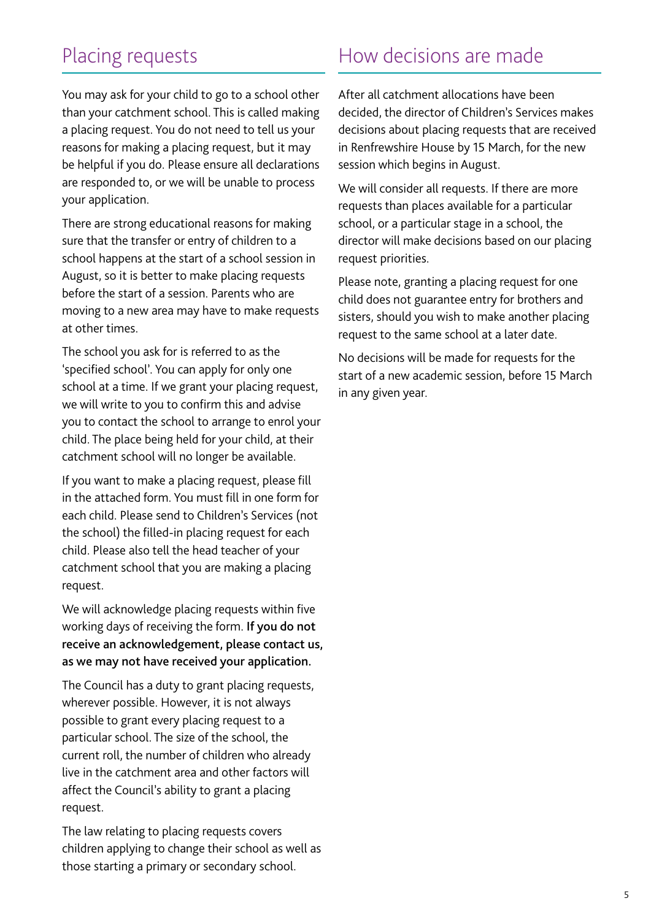## Placing requests

You may ask for your child to go to a school other than your catchment school. This is called making a placing request. You do not need to tell us your reasons for making a placing request, but it may be helpful if you do. Please ensure all declarations are responded to, or we will be unable to process your application.

There are strong educational reasons for making sure that the transfer or entry of children to a school happens at the start of a school session in August, so it is better to make placing requests before the start of a session. Parents who are moving to a new area may have to make requests at other times.

The school you ask for is referred to as the 'specified school'. You can apply for only one school at a time. If we grant your placing request, we will write to you to confirm this and advise you to contact the school to arrange to enrol your child. The place being held for your child, at their catchment school will no longer be available.

If you want to make a placing request, please fill in the attached form. You must fill in one form for each child. Please send to Children's Services (not the school) the filled-in placing request for each child. Please also tell the head teacher of your catchment school that you are making a placing request.

We will acknowledge placing requests within five working days of receiving the form. **If you do not receive an acknowledgement, please contact us, as we may not have received your application.**

The Council has a duty to grant placing requests, wherever possible. However, it is not always possible to grant every placing request to a particular school. The size of the school, the current roll, the number of children who already live in the catchment area and other factors will affect the Council's ability to grant a placing request.

The law relating to placing requests covers children applying to change their school as well as those starting a primary or secondary school.

## How decisions are made

After all catchment allocations have been decided, the director of Children's Services makes decisions about placing requests that are received in Renfrewshire House by 15 March, for the new session which begins in August.

We will consider all requests. If there are more requests than places available for a particular school, or a particular stage in a school, the director will make decisions based on our placing request priorities.

Please note, granting a placing request for one child does not guarantee entry for brothers and sisters, should you wish to make another placing request to the same school at a later date.

No decisions will be made for requests for the start of a new academic session, before 15 March in any given year.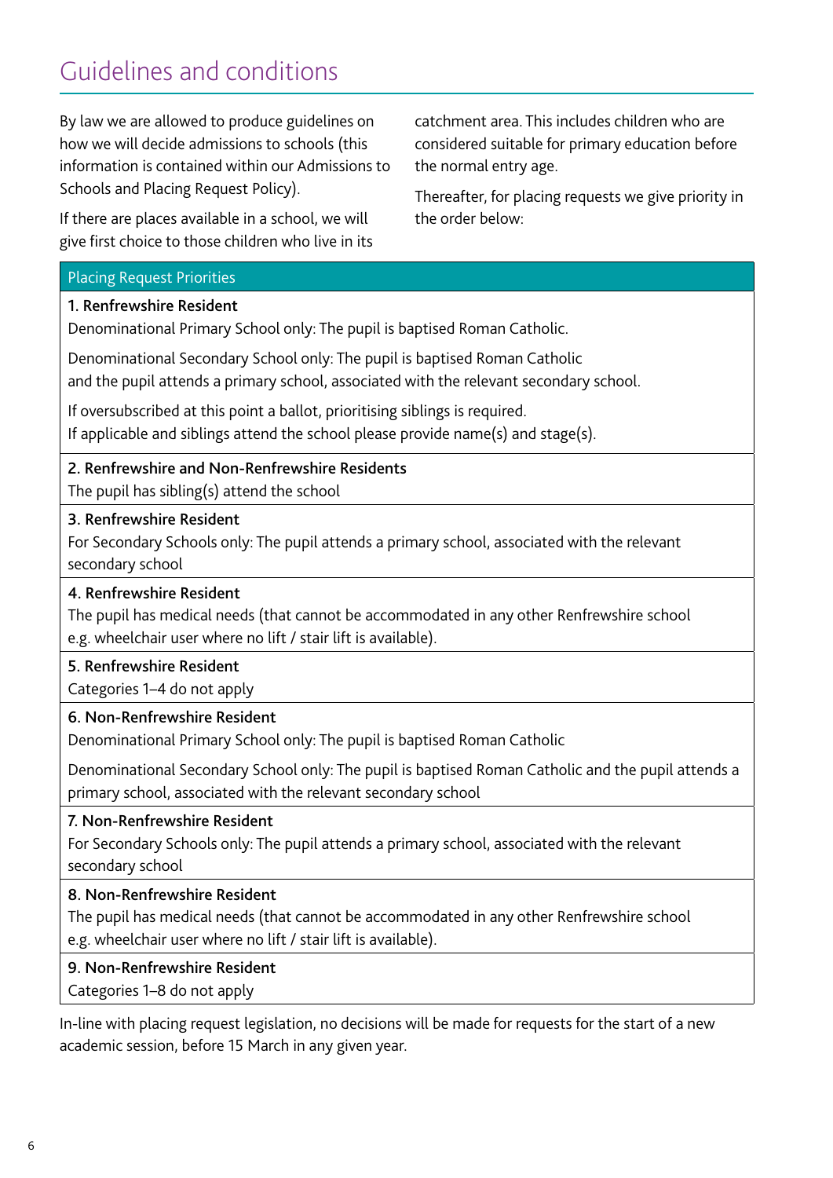# Guidelines and conditions

By law we are allowed to produce guidelines on how we will decide admissions to schools (this information is contained within our Admissions to Schools and Placing Request Policy).

If there are places available in a school, we will give first choice to those children who live in its catchment area. This includes children who are considered suitable for primary education before the normal entry age.

Thereafter, for placing requests we give priority in the order below:

| Placing Request Priorities |
| --- |
| **1. Renfrewshire Resident**<br>Denominational Primary School only: The pupil is baptised Roman Catholic.<br>Denominational Secondary School only: The pupil is baptised Roman Catholic and the pupil attends a primary school, associated with the relevant secondary school.<br>If oversubscribed at this point a ballot, prioritising siblings is required.<br>If applicable and siblings attend the school please provide name(s) and stage(s). |
| **2. Renfrewshire and Non-Renfrewshire Residents**<br>The pupil has sibling(s) attend the school |
| **3. Renfrewshire Resident**<br>For Secondary Schools only: The pupil attends a primary school, associated with the relevant secondary school |
| **4. Renfrewshire Resident**<br>The pupil has medical needs (that cannot be accommodated in any other Renfrewshire school e.g. wheelchair user where no lift / stair lift is available). |
| **5. Renfrewshire Resident**<br>Categories 1–4 do not apply |
| **6. Non-Renfrewshire Resident**<br>Denominational Primary School only: The pupil is baptised Roman Catholic<br>Denominational Secondary School only: The pupil is baptised Roman Catholic and the pupil attends a primary school, associated with the relevant secondary school |
| **7. Non-Renfrewshire Resident**<br>For Secondary Schools only: The pupil attends a primary school, associated with the relevant secondary school |
| **8. Non-Renfrewshire Resident**<br>The pupil has medical needs (that cannot be accommodated in any other Renfrewshire school e.g. wheelchair user where no lift / stair lift is available). |
| **9. Non-Renfrewshire Resident**<br>Categories 1–8 do not apply |

In-line with placing request legislation, no decisions will be made for requests for the start of a new academic session, before 15 March in any given year.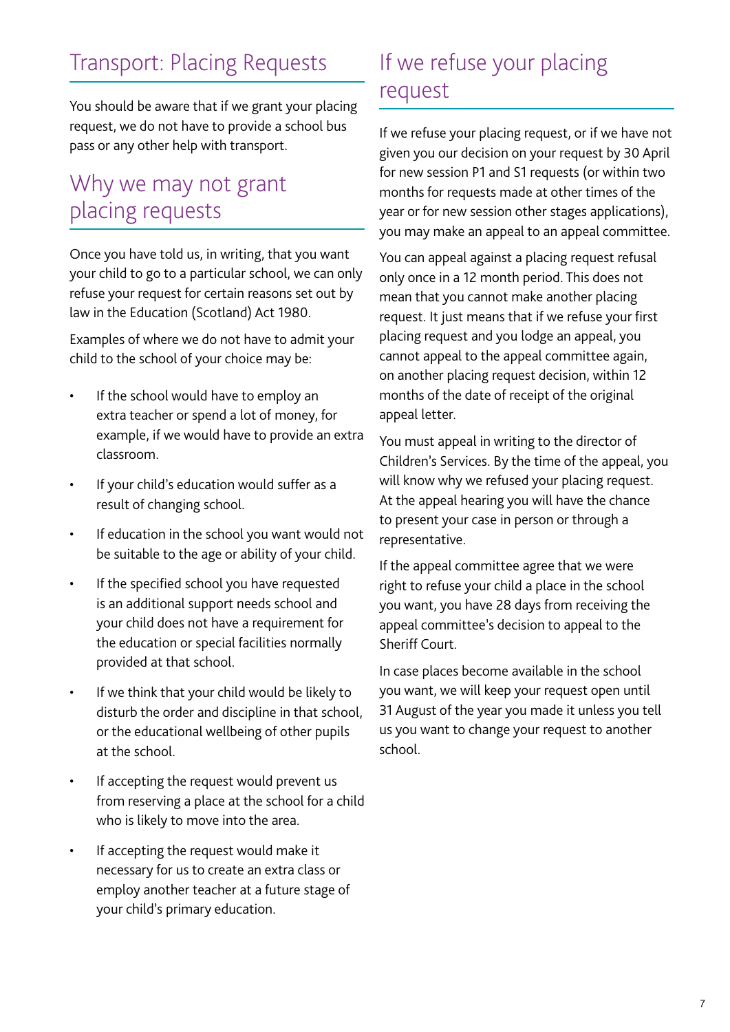## Transport: Placing Requests

You should be aware that if we grant your placing request, we do not have to provide a school bus pass or any other help with transport.

## Why we may not grant placing requests

Once you have told us, in writing, that you want your child to go to a particular school, we can only refuse your request for certain reasons set out by law in the Education (Scotland) Act 1980.

Examples of where we do not have to admit your child to the school of your choice may be:

- If the school would have to employ an extra teacher or spend a lot of money, for example, if we would have to provide an extra classroom.
- If your child's education would suffer as a result of changing school.
- If education in the school you want would not be suitable to the age or ability of your child.
- If the specified school you have requested is an additional support needs school and your child does not have a requirement for the education or special facilities normally provided at that school.
- If we think that your child would be likely to disturb the order and discipline in that school, or the educational wellbeing of other pupils at the school.
- If accepting the request would prevent us from reserving a place at the school for a child who is likely to move into the area.
- If accepting the request would make it necessary for us to create an extra class or employ another teacher at a future stage of your child's primary education.

## If we refuse your placing request

If we refuse your placing request, or if we have not given you our decision on your request by 30 April for new session P1 and S1 requests (or within two months for requests made at other times of the year or for new session other stages applications), you may make an appeal to an appeal committee.

You can appeal against a placing request refusal only once in a 12 month period. This does not mean that you cannot make another placing request. It just means that if we refuse your first placing request and you lodge an appeal, you cannot appeal to the appeal committee again, on another placing request decision, within 12 months of the date of receipt of the original appeal letter.

You must appeal in writing to the director of Children's Services. By the time of the appeal, you will know why we refused your placing request. At the appeal hearing you will have the chance to present your case in person or through a representative.

If the appeal committee agree that we were right to refuse your child a place in the school you want, you have 28 days from receiving the appeal committee's decision to appeal to the Sheriff Court.

In case places become available in the school you want, we will keep your request open until 31 August of the year you made it unless you tell us you want to change your request to another school.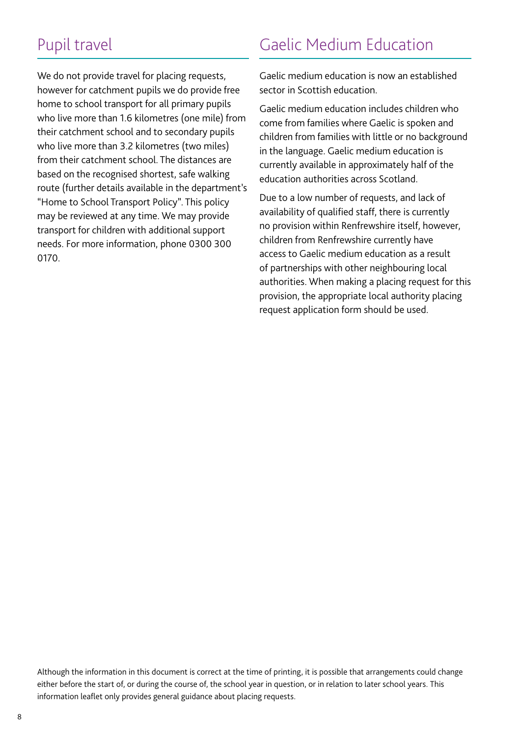## Pupil travel

We do not provide travel for placing requests, however for catchment pupils we do provide free home to school transport for all primary pupils who live more than 1.6 kilometres (one mile) from their catchment school and to secondary pupils who live more than 3.2 kilometres (two miles) from their catchment school. The distances are based on the recognised shortest, safe walking route (further details available in the department's "Home to School Transport Policy". This policy may be reviewed at any time. We may provide transport for children with additional support needs. For more information, phone 0300 300 0170.

## Gaelic Medium Education

Gaelic medium education is now an established sector in Scottish education.

Gaelic medium education includes children who come from families where Gaelic is spoken and children from families with little or no background in the language. Gaelic medium education is currently available in approximately half of the education authorities across Scotland.

Due to a low number of requests, and lack of availability of qualified staff, there is currently no provision within Renfrewshire itself, however, children from Renfrewshire currently have access to Gaelic medium education as a result of partnerships with other neighbouring local authorities. When making a placing request for this provision, the appropriate local authority placing request application form should be used.

Although the information in this document is correct at the time of printing, it is possible that arrangements could change either before the start of, or during the course of, the school year in question, or in relation to later school years. This information leaflet only provides general guidance about placing requests.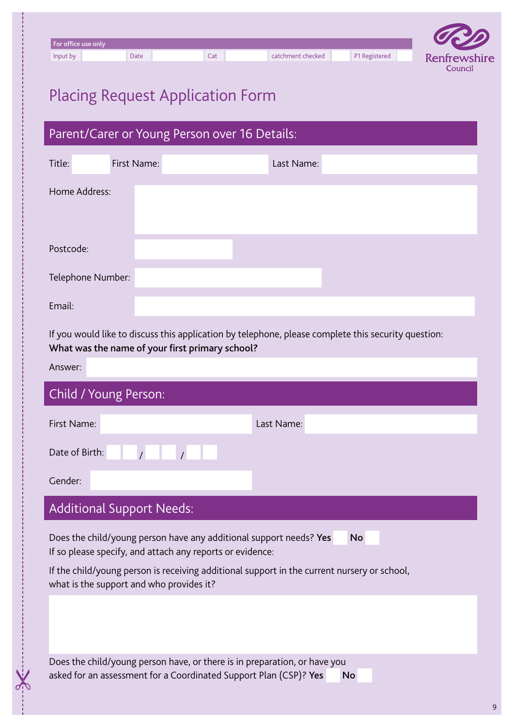| For office use only | | | | | | | | | |
|---|---|---|---|---|---|---|---|---|---|
| Input by | | Date | | Cat | | catchment checked | | P1 Registered | |

Renfrewshire Council

# Placing Request Application Form

## Parent/Carer or Young Person over 16 Details:

Title: First Name: Last Name:

Home Address:

Postcode:

Telephone Number:

Email:

If you would like to discuss this application by telephone, please complete this security question:
**What was the name of your first primary school?**

Answer:

## Child / Young Person:

First Name: Last Name:

Date of Birth: / /

Gender:

## Additional Support Needs:

Does the child/young person have any additional support needs? **Yes** **No**
If so please specify, and attach any reports or evidence:

If the child/young person is receiving additional support in the current nursery or school, what is the support and who provides it?

Does the child/young person have, or there is in preparation, or have you asked for an assessment for a Coordinated Support Plan (CSP)? **Yes** **No**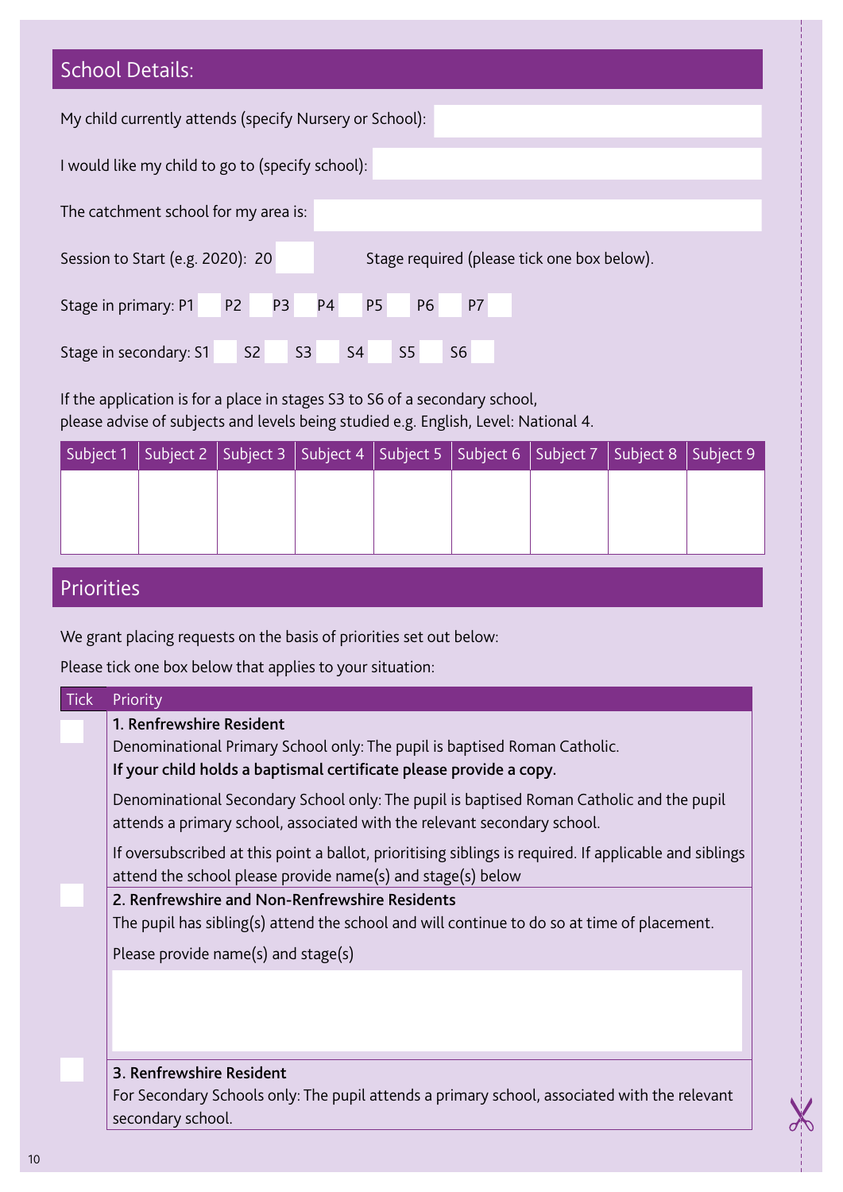## School Details:

My child currently attends (specify Nursery or School):

I would like my child to go to (specify school):

The catchment school for my area is:

Session to Start (e.g. 2020): 20 Stage required (please tick one box below).

Stage in primary: P1 P2 P3 P4 P5 P6 P7

Stage in secondary: S1 S2 S3 S4 S5 S6

If the application is for a place in stages S3 to S6 of a secondary school, please advise of subjects and levels being studied e.g. English, Level: National 4.

| Subject 1 | Subject 2 | Subject 3 | Subject 4 | Subject 5 | Subject 6 | Subject 7 | Subject 8 | Subject 9 |
|---|---|---|---|---|---|---|---|---|
| | | | | | | | | |

## Priorities

We grant placing requests on the basis of priorities set out below:

Please tick one box below that applies to your situation:

| Tick | Priority |
|---|---|
| | **1. Renfrewshire Resident**<br>Denominational Primary School only: The pupil is baptised Roman Catholic.<br>**If your child holds a baptismal certificate please provide a copy.**<br>Denominational Secondary School only: The pupil is baptised Roman Catholic and the pupil attends a primary school, associated with the relevant secondary school.<br>If oversubscribed at this point a ballot, prioritising siblings is required. If applicable and siblings attend the school please provide name(s) and stage(s) below |
| | **2. Renfrewshire and Non-Renfrewshire Residents**<br>The pupil has sibling(s) attend the school and will continue to do so at time of placement.<br>Please provide name(s) and stage(s) |
| | **3. Renfrewshire Resident**<br>For Secondary Schools only: The pupil attends a primary school, associated with the relevant secondary school. |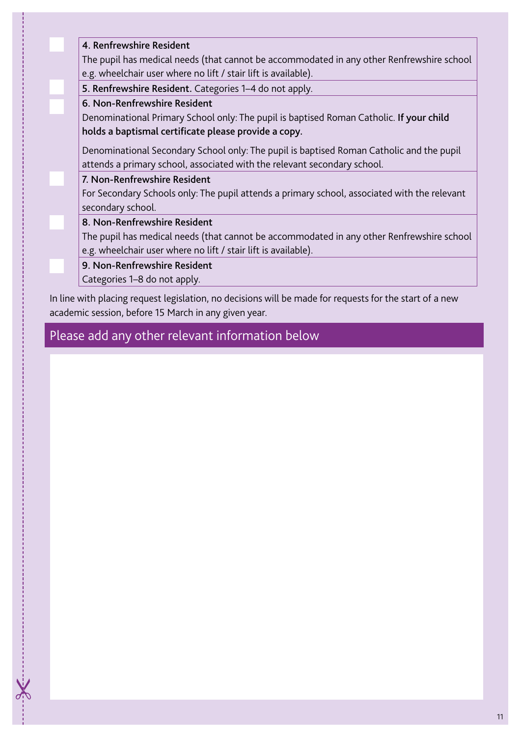- ☐ **4. Renfrewshire Resident**
  The pupil has medical needs (that cannot be accommodated in any other Renfrewshire school e.g. wheelchair user where no lift / stair lift is available).
- ☐ **5. Renfrewshire Resident.** Categories 1–4 do not apply.
- ☐ **6. Non-Renfrewshire Resident**
  Denominational Primary School only: The pupil is baptised Roman Catholic. **If your child holds a baptismal certificate please provide a copy.**

  Denominational Secondary School only: The pupil is baptised Roman Catholic and the pupil attends a primary school, associated with the relevant secondary school.
- ☐ **7. Non-Renfrewshire Resident**
  For Secondary Schools only: The pupil attends a primary school, associated with the relevant secondary school.
- ☐ **8. Non-Renfrewshire Resident**
  The pupil has medical needs (that cannot be accommodated in any other Renfrewshire school e.g. wheelchair user where no lift / stair lift is available).
- ☐ **9. Non-Renfrewshire Resident**
  Categories 1–8 do not apply.

In line with placing request legislation, no decisions will be made for requests for the start of a new academic session, before 15 March in any given year.

## Please add any other relevant information below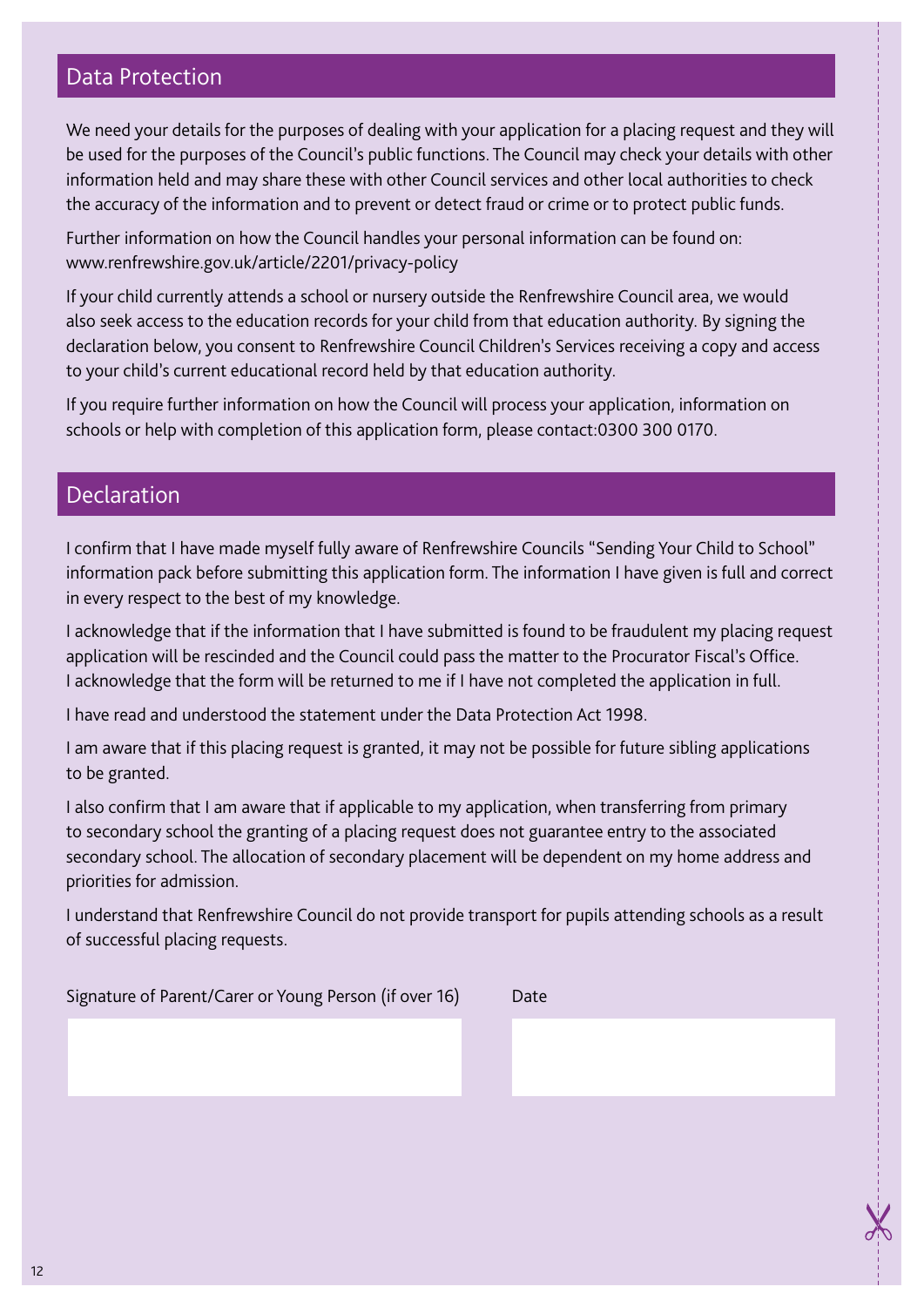## Data Protection

We need your details for the purposes of dealing with your application for a placing request and they will be used for the purposes of the Council's public functions. The Council may check your details with other information held and may share these with other Council services and other local authorities to check the accuracy of the information and to prevent or detect fraud or crime or to protect public funds.

Further information on how the Council handles your personal information can be found on: www.renfrewshire.gov.uk/article/2201/privacy-policy

If your child currently attends a school or nursery outside the Renfrewshire Council area, we would also seek access to the education records for your child from that education authority. By signing the declaration below, you consent to Renfrewshire Council Children's Services receiving a copy and access to your child's current educational record held by that education authority.

If you require further information on how the Council will process your application, information on schools or help with completion of this application form, please contact:0300 300 0170.

## Declaration

I confirm that I have made myself fully aware of Renfrewshire Councils "Sending Your Child to School" information pack before submitting this application form. The information I have given is full and correct in every respect to the best of my knowledge.

I acknowledge that if the information that I have submitted is found to be fraudulent my placing request application will be rescinded and the Council could pass the matter to the Procurator Fiscal's Office. I acknowledge that the form will be returned to me if I have not completed the application in full.

I have read and understood the statement under the Data Protection Act 1998.

I am aware that if this placing request is granted, it may not be possible for future sibling applications to be granted.

I also confirm that I am aware that if applicable to my application, when transferring from primary to secondary school the granting of a placing request does not guarantee entry to the associated secondary school. The allocation of secondary placement will be dependent on my home address and priorities for admission.

I understand that Renfrewshire Council do not provide transport for pupils attending schools as a result of successful placing requests.

| Signature of Parent/Carer or Young Person (if over 16) | Date |
| --- | --- |
| | |